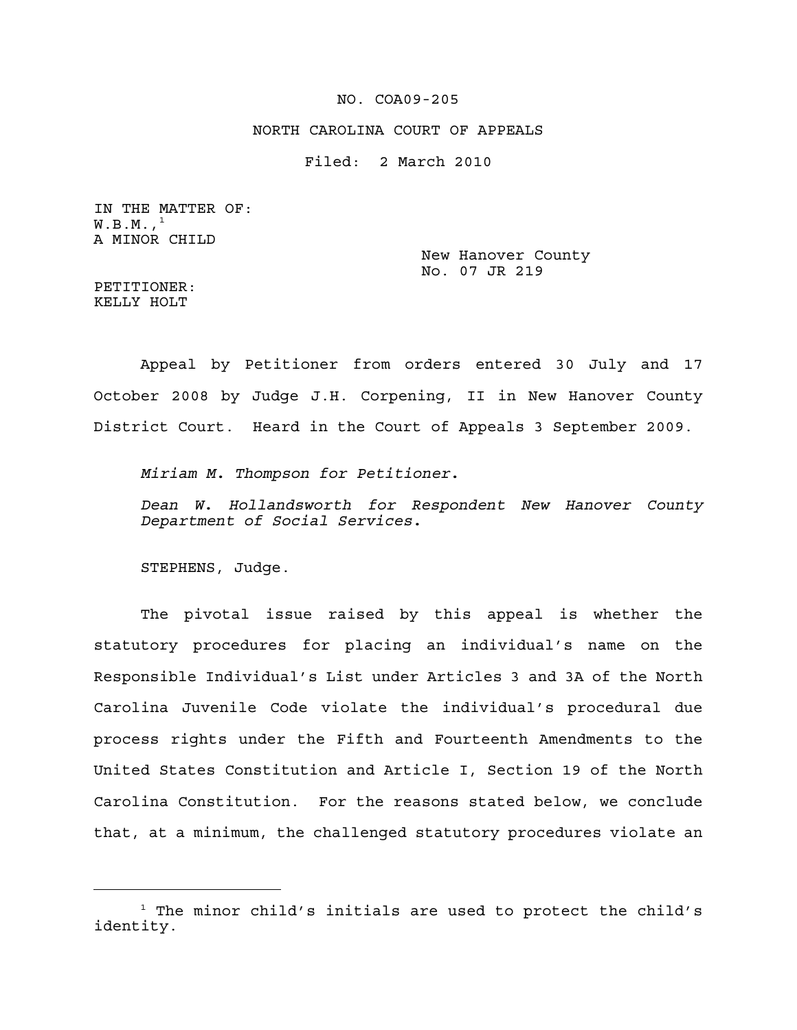NO. COA09-205

NORTH CAROLINA COURT OF APPEALS

Filed: 2 March 2010

IN THE MATTER OF:
W.B.M.,[1]
A MINOR CHILD

New Hanover County
No. 07 JR 219

PETITIONER:
KELLY HOLT

Appeal by Petitioner from orders entered 30 July and 17 October 2008 by Judge J.H. Corpening, II in New Hanover County District Court. Heard in the Court of Appeals 3 September 2009.

*Miriam M. Thompson for Petitioner.*

*Dean W. Hollandsworth for Respondent New Hanover County Department of Social Services.*

STEPHENS, Judge.

The pivotal issue raised by this appeal is whether the statutory procedures for placing an individual's name on the Responsible Individual's List under Articles 3 and 3A of the North Carolina Juvenile Code violate the individual's procedural due process rights under the Fifth and Fourteenth Amendments to the United States Constitution and Article I, Section 19 of the North Carolina Constitution. For the reasons stated below, we conclude that, at a minimum, the challenged statutory procedures violate an

[1] The minor child's initials are used to protect the child's identity.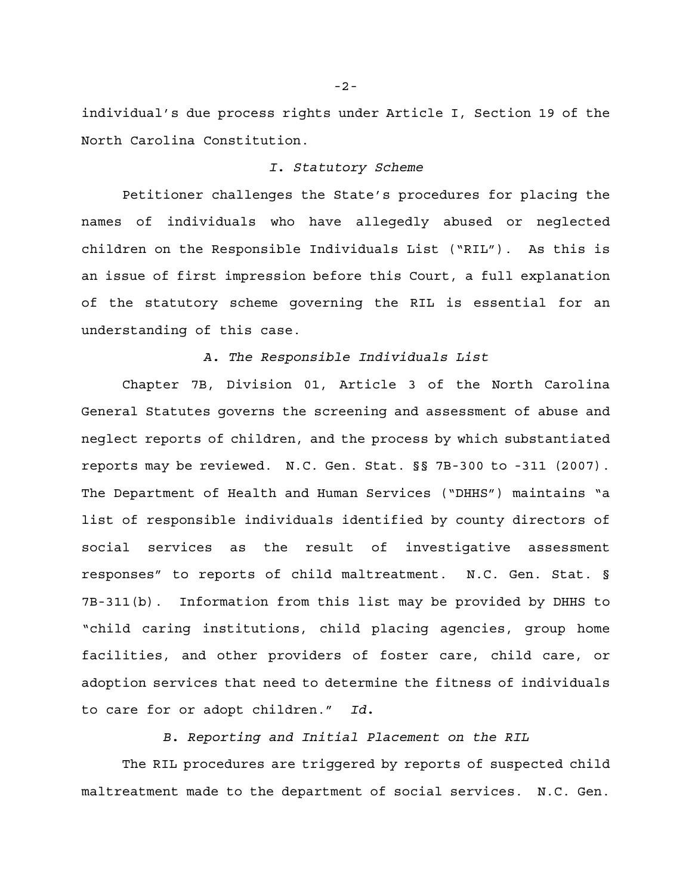individual's due process rights under Article I, Section 19 of the North Carolina Constitution.

### *I. Statutory Scheme*

Petitioner challenges the State's procedures for placing the names of individuals who have allegedly abused or neglected children on the Responsible Individuals List ("RIL"). As this is an issue of first impression before this Court, a full explanation of the statutory scheme governing the RIL is essential for an understanding of this case.

#### *A. The Responsible Individuals List*

Chapter 7B, Division 01, Article 3 of the North Carolina General Statutes governs the screening and assessment of abuse and neglect reports of children, and the process by which substantiated reports may be reviewed. N.C. Gen. Stat. §§ 7B-300 to -311 (2007). The Department of Health and Human Services ("DHHS") maintains "a list of responsible individuals identified by county directors of social services as the result of investigative assessment responses" to reports of child maltreatment. N.C. Gen. Stat. § 7B-311(b). Information from this list may be provided by DHHS to "child caring institutions, child placing agencies, group home facilities, and other providers of foster care, child care, or adoption services that need to determine the fitness of individuals to care for or adopt children." *Id.*

#### *B. Reporting and Initial Placement on the RIL*

The RIL procedures are triggered by reports of suspected child maltreatment made to the department of social services. N.C. Gen.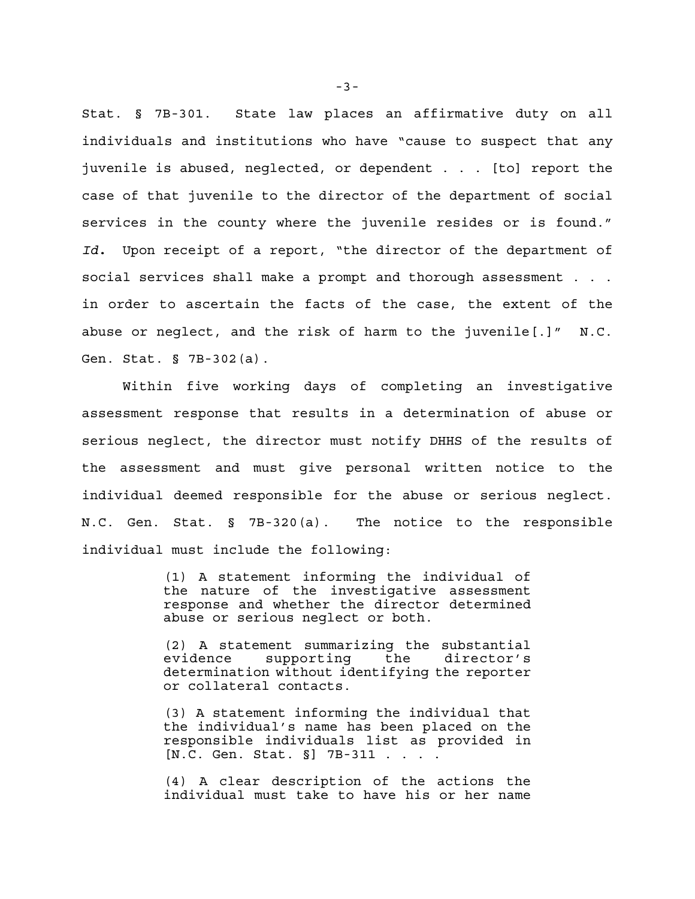Stat. § 7B-301. State law places an affirmative duty on all individuals and institutions who have "cause to suspect that any juvenile is abused, neglected, or dependent . . . [to] report the case of that juvenile to the director of the department of social services in the county where the juvenile resides or is found." *Id.* Upon receipt of a report, "the director of the department of social services shall make a prompt and thorough assessment . . . in order to ascertain the facts of the case, the extent of the abuse or neglect, and the risk of harm to the juvenile[.]" N.C. Gen. Stat. § 7B-302(a).

Within five working days of completing an investigative assessment response that results in a determination of abuse or serious neglect, the director must notify DHHS of the results of the assessment and must give personal written notice to the individual deemed responsible for the abuse or serious neglect. N.C. Gen. Stat. § 7B-320(a). The notice to the responsible individual must include the following:

> (1) A statement informing the individual of the nature of the investigative assessment response and whether the director determined abuse or serious neglect or both.
>
> (2) A statement summarizing the substantial evidence supporting the director's determination without identifying the reporter or collateral contacts.
>
> (3) A statement informing the individual that the individual's name has been placed on the responsible individuals list as provided in [N.C. Gen. Stat. §] 7B-311 . . . .
>
> (4) A clear description of the actions the individual must take to have his or her name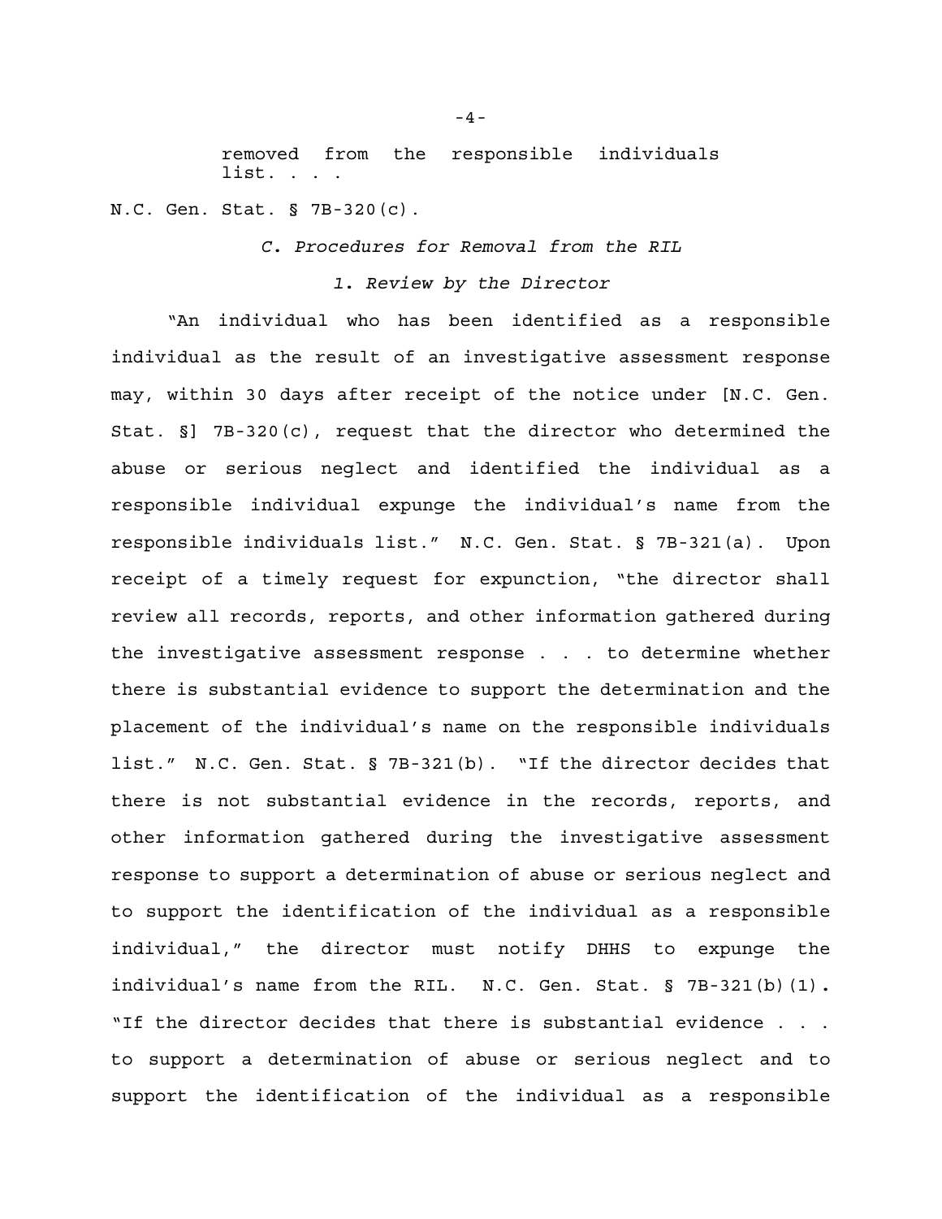> removed from the responsible individuals list. . . .

N.C. Gen. Stat. § 7B-320(c).

### *C. Procedures for Removal from the RIL*

#### *1. Review by the Director*

"An individual who has been identified as a responsible individual as the result of an investigative assessment response may, within 30 days after receipt of the notice under [N.C. Gen. Stat. §] 7B-320(c), request that the director who determined the abuse or serious neglect and identified the individual as a responsible individual expunge the individual's name from the responsible individuals list." N.C. Gen. Stat. § 7B-321(a). Upon receipt of a timely request for expunction, "the director shall review all records, reports, and other information gathered during the investigative assessment response . . . to determine whether there is substantial evidence to support the determination and the placement of the individual's name on the responsible individuals list." N.C. Gen. Stat. § 7B-321(b). "If the director decides that there is not substantial evidence in the records, reports, and other information gathered during the investigative assessment response to support a determination of abuse or serious neglect and to support the identification of the individual as a responsible individual," the director must notify DHHS to expunge the individual's name from the RIL. N.C. Gen. Stat. § 7B-321(b)(1). "If the director decides that there is substantial evidence . . . to support a determination of abuse or serious neglect and to support the identification of the individual as a responsible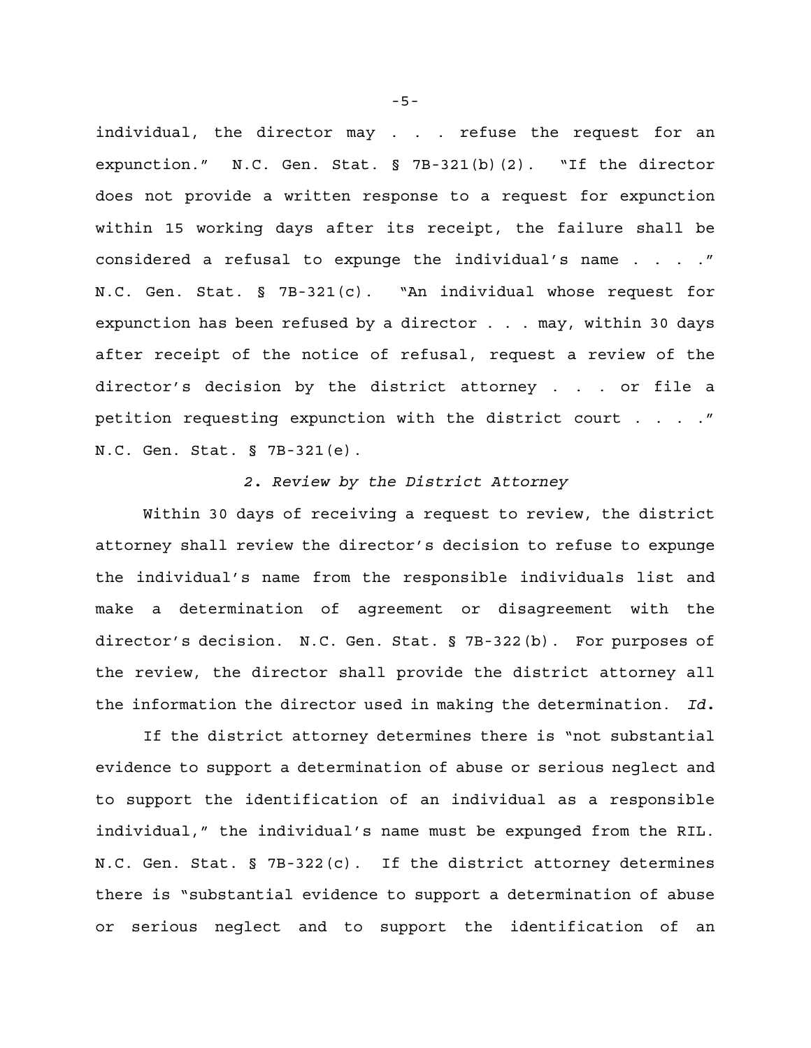individual, the director may . . . refuse the request for an expunction." N.C. Gen. Stat. § 7B-321(b)(2). "If the director does not provide a written response to a request for expunction within 15 working days after its receipt, the failure shall be considered a refusal to expunge the individual's name . . . ." N.C. Gen. Stat. § 7B-321(c). "An individual whose request for expunction has been refused by a director . . . may, within 30 days after receipt of the notice of refusal, request a review of the director's decision by the district attorney . . . or file a petition requesting expunction with the district court . . . ." N.C. Gen. Stat. § 7B-321(e).

### *2. Review by the District Attorney*

Within 30 days of receiving a request to review, the district attorney shall review the director's decision to refuse to expunge the individual's name from the responsible individuals list and make a determination of agreement or disagreement with the director's decision. N.C. Gen. Stat. § 7B-322(b). For purposes of the review, the director shall provide the district attorney all the information the director used in making the determination. *Id.*

If the district attorney determines there is "not substantial evidence to support a determination of abuse or serious neglect and to support the identification of an individual as a responsible individual," the individual's name must be expunged from the RIL. N.C. Gen. Stat. § 7B-322(c). If the district attorney determines there is "substantial evidence to support a determination of abuse or serious neglect and to support the identification of an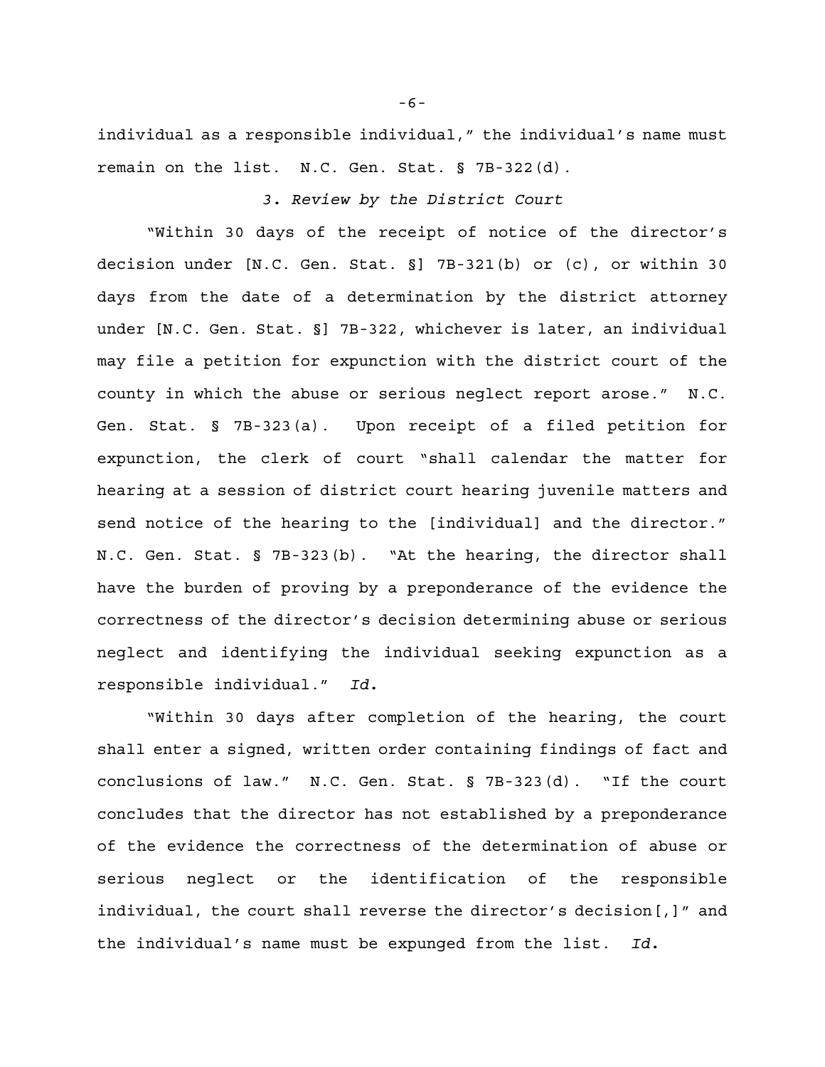individual as a responsible individual," the individual's name must remain on the list. N.C. Gen. Stat. § 7B-322(d).

### *3. Review by the District Court*

"Within 30 days of the receipt of notice of the director's decision under [N.C. Gen. Stat. §] 7B-321(b) or (c), or within 30 days from the date of a determination by the district attorney under [N.C. Gen. Stat. §] 7B-322, whichever is later, an individual may file a petition for expunction with the district court of the county in which the abuse or serious neglect report arose." N.C. Gen. Stat. § 7B-323(a). Upon receipt of a filed petition for expunction, the clerk of court "shall calendar the matter for hearing at a session of district court hearing juvenile matters and send notice of the hearing to the [individual] and the director." N.C. Gen. Stat. § 7B-323(b). "At the hearing, the director shall have the burden of proving by a preponderance of the evidence the correctness of the director's decision determining abuse or serious neglect and identifying the individual seeking expunction as a responsible individual." *Id.*

"Within 30 days after completion of the hearing, the court shall enter a signed, written order containing findings of fact and conclusions of law." N.C. Gen. Stat. § 7B-323(d). "If the court concludes that the director has not established by a preponderance of the evidence the correctness of the determination of abuse or serious neglect or the identification of the responsible individual, the court shall reverse the director's decision[,]" and the individual's name must be expunged from the list. *Id.*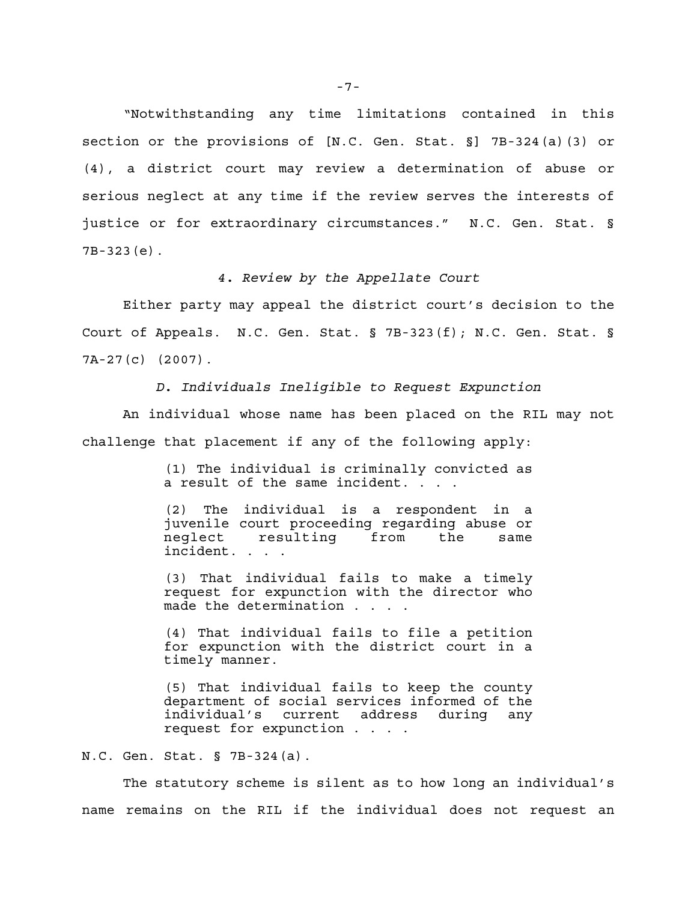"Notwithstanding any time limitations contained in this section or the provisions of [N.C. Gen. Stat. §] 7B-324(a)(3) or (4), a district court may review a determination of abuse or serious neglect at any time if the review serves the interests of justice or for extraordinary circumstances." N.C. Gen. Stat. § 7B-323(e).

*4. Review by the Appellate Court*

Either party may appeal the district court's decision to the Court of Appeals. N.C. Gen. Stat. § 7B-323(f); N.C. Gen. Stat. § 7A-27(c) (2007).

*D. Individuals Ineligible to Request Expunction*

An individual whose name has been placed on the RIL may not challenge that placement if any of the following apply:

> (1) The individual is criminally convicted as a result of the same incident. . . .
>
> (2) The individual is a respondent in a juvenile court proceeding regarding abuse or neglect resulting from the same incident. . . .
>
> (3) That individual fails to make a timely request for expunction with the director who made the determination . . . .
>
> (4) That individual fails to file a petition for expunction with the district court in a timely manner.
>
> (5) That individual fails to keep the county department of social services informed of the individual's current address during any request for expunction . . . .

N.C. Gen. Stat. § 7B-324(a).

The statutory scheme is silent as to how long an individual's name remains on the RIL if the individual does not request an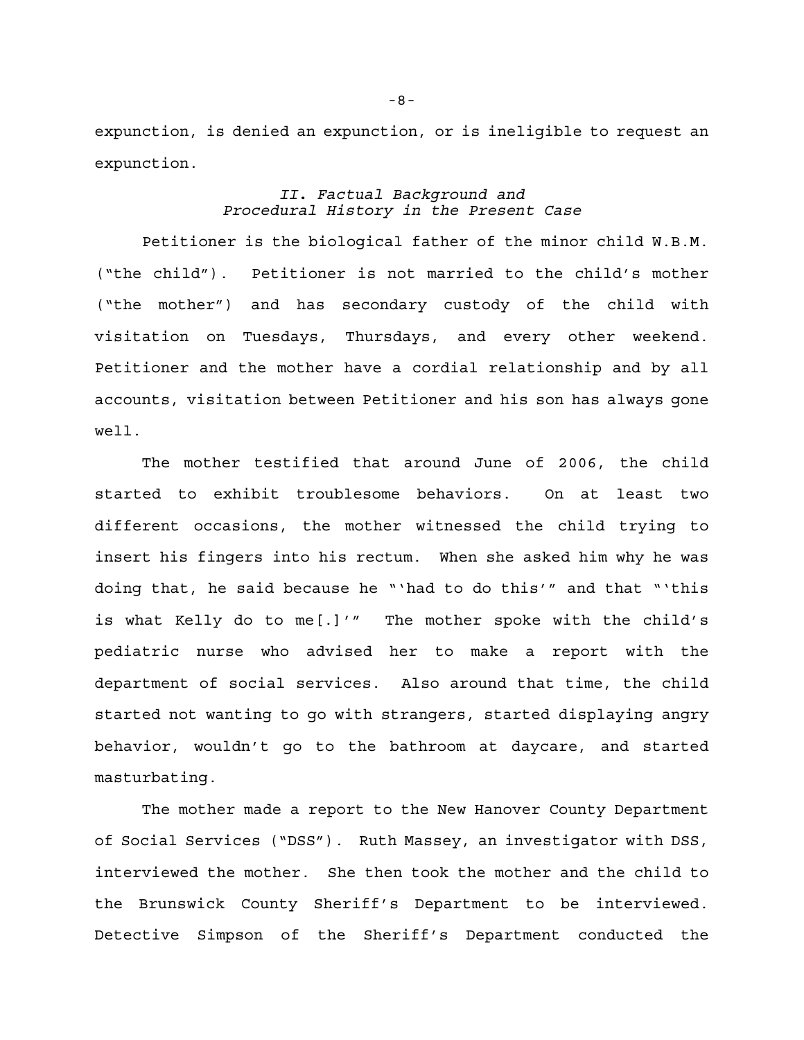expunction, is denied an expunction, or is ineligible to request an expunction.

### *II. Factual Background and Procedural History in the Present Case*

Petitioner is the biological father of the minor child W.B.M. ("the child"). Petitioner is not married to the child's mother ("the mother") and has secondary custody of the child with visitation on Tuesdays, Thursdays, and every other weekend. Petitioner and the mother have a cordial relationship and by all accounts, visitation between Petitioner and his son has always gone well.

The mother testified that around June of 2006, the child started to exhibit troublesome behaviors. On at least two different occasions, the mother witnessed the child trying to insert his fingers into his rectum. When she asked him why he was doing that, he said because he "'had to do this'" and that "'this is what Kelly do to me[.]'" The mother spoke with the child's pediatric nurse who advised her to make a report with the department of social services. Also around that time, the child started not wanting to go with strangers, started displaying angry behavior, wouldn't go to the bathroom at daycare, and started masturbating.

The mother made a report to the New Hanover County Department of Social Services ("DSS"). Ruth Massey, an investigator with DSS, interviewed the mother. She then took the mother and the child to the Brunswick County Sheriff's Department to be interviewed. Detective Simpson of the Sheriff's Department conducted the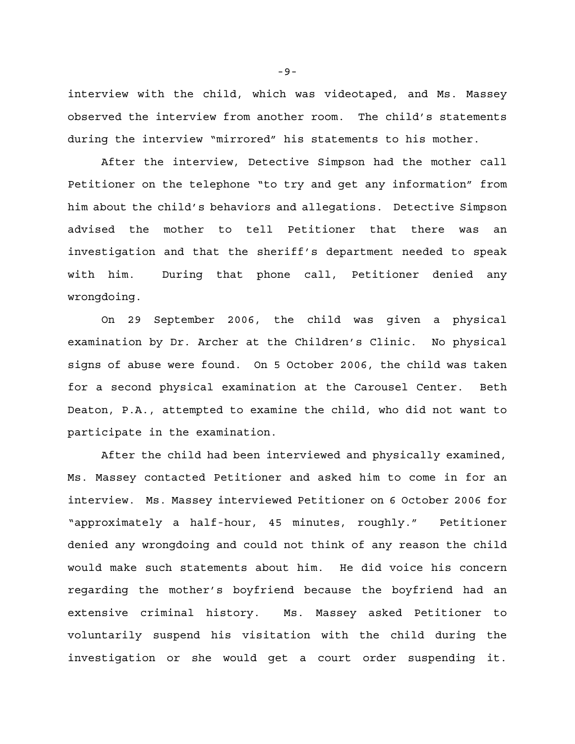interview with the child, which was videotaped, and Ms. Massey observed the interview from another room. The child's statements during the interview "mirrored" his statements to his mother.

After the interview, Detective Simpson had the mother call Petitioner on the telephone "to try and get any information" from him about the child's behaviors and allegations. Detective Simpson advised the mother to tell Petitioner that there was an investigation and that the sheriff's department needed to speak with him. During that phone call, Petitioner denied any wrongdoing.

On 29 September 2006, the child was given a physical examination by Dr. Archer at the Children's Clinic. No physical signs of abuse were found. On 5 October 2006, the child was taken for a second physical examination at the Carousel Center. Beth Deaton, P.A., attempted to examine the child, who did not want to participate in the examination.

After the child had been interviewed and physically examined, Ms. Massey contacted Petitioner and asked him to come in for an interview. Ms. Massey interviewed Petitioner on 6 October 2006 for "approximately a half-hour, 45 minutes, roughly." Petitioner denied any wrongdoing and could not think of any reason the child would make such statements about him. He did voice his concern regarding the mother's boyfriend because the boyfriend had an extensive criminal history. Ms. Massey asked Petitioner to voluntarily suspend his visitation with the child during the investigation or she would get a court order suspending it.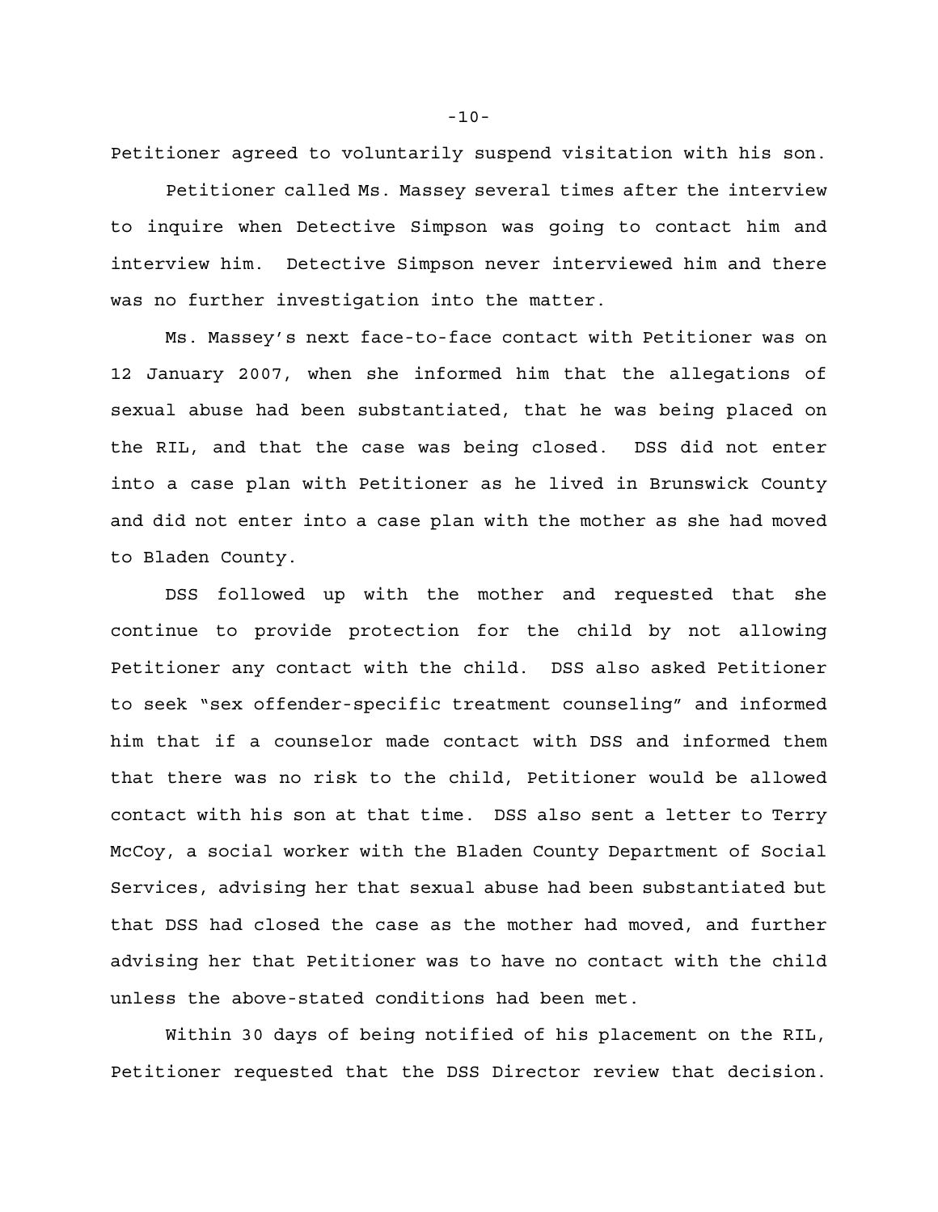Petitioner agreed to voluntarily suspend visitation with his son.

Petitioner called Ms. Massey several times after the interview to inquire when Detective Simpson was going to contact him and interview him. Detective Simpson never interviewed him and there was no further investigation into the matter.

Ms. Massey's next face-to-face contact with Petitioner was on 12 January 2007, when she informed him that the allegations of sexual abuse had been substantiated, that he was being placed on the RIL, and that the case was being closed. DSS did not enter into a case plan with Petitioner as he lived in Brunswick County and did not enter into a case plan with the mother as she had moved to Bladen County.

DSS followed up with the mother and requested that she continue to provide protection for the child by not allowing Petitioner any contact with the child. DSS also asked Petitioner to seek "sex offender-specific treatment counseling" and informed him that if a counselor made contact with DSS and informed them that there was no risk to the child, Petitioner would be allowed contact with his son at that time. DSS also sent a letter to Terry McCoy, a social worker with the Bladen County Department of Social Services, advising her that sexual abuse had been substantiated but that DSS had closed the case as the mother had moved, and further advising her that Petitioner was to have no contact with the child unless the above-stated conditions had been met.

Within 30 days of being notified of his placement on the RIL, Petitioner requested that the DSS Director review that decision.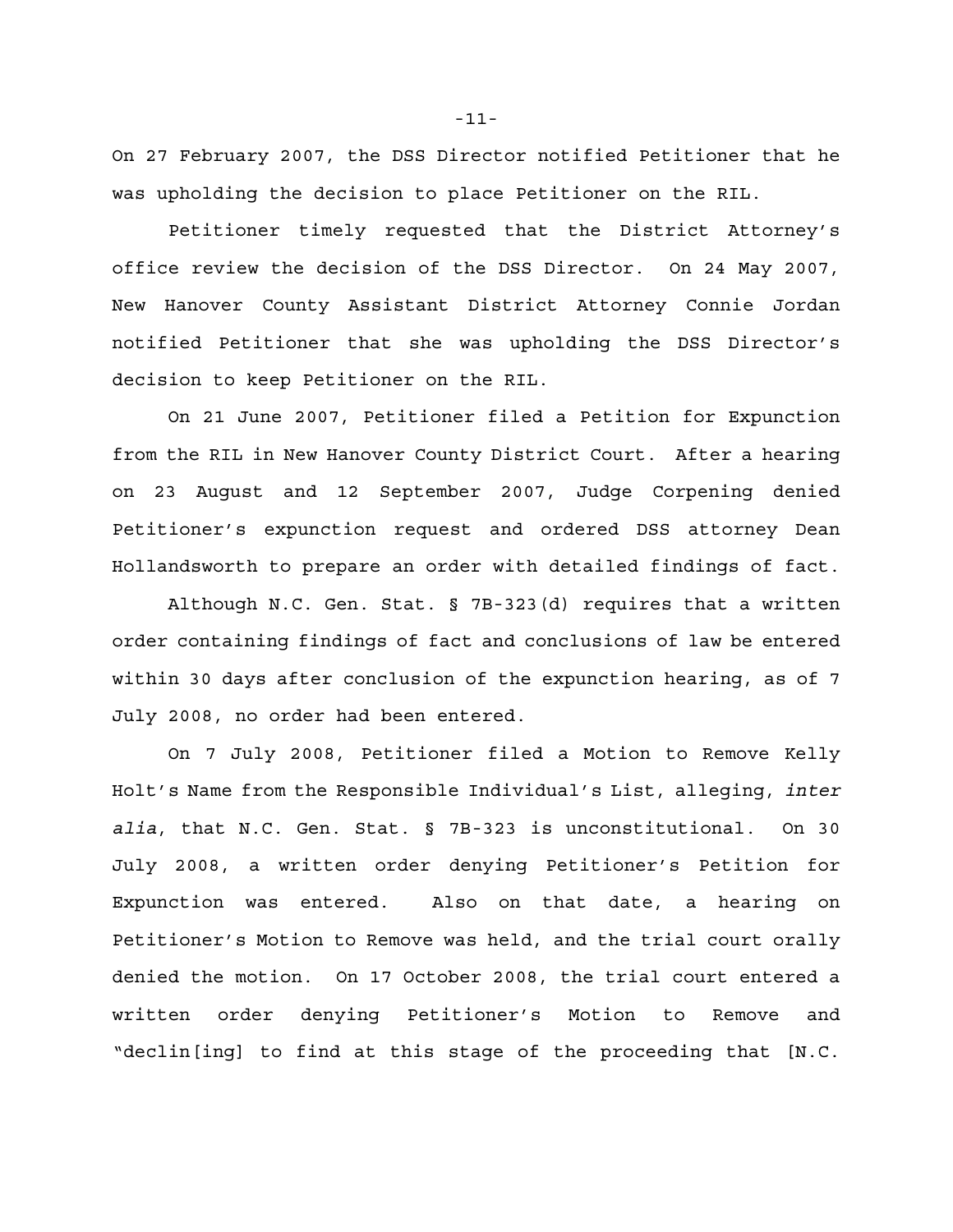On 27 February 2007, the DSS Director notified Petitioner that he was upholding the decision to place Petitioner on the RIL.

Petitioner timely requested that the District Attorney's office review the decision of the DSS Director. On 24 May 2007, New Hanover County Assistant District Attorney Connie Jordan notified Petitioner that she was upholding the DSS Director's decision to keep Petitioner on the RIL.

On 21 June 2007, Petitioner filed a Petition for Expunction from the RIL in New Hanover County District Court. After a hearing on 23 August and 12 September 2007, Judge Corpening denied Petitioner's expunction request and ordered DSS attorney Dean Hollandsworth to prepare an order with detailed findings of fact.

Although N.C. Gen. Stat. § 7B-323(d) requires that a written order containing findings of fact and conclusions of law be entered within 30 days after conclusion of the expunction hearing, as of 7 July 2008, no order had been entered.

On 7 July 2008, Petitioner filed a Motion to Remove Kelly Holt's Name from the Responsible Individual's List, alleging, *inter alia*, that N.C. Gen. Stat. § 7B-323 is unconstitutional. On 30 July 2008, a written order denying Petitioner's Petition for Expunction was entered. Also on that date, a hearing on Petitioner's Motion to Remove was held, and the trial court orally denied the motion. On 17 October 2008, the trial court entered a written order denying Petitioner's Motion to Remove and "declin[ing] to find at this stage of the proceeding that [N.C.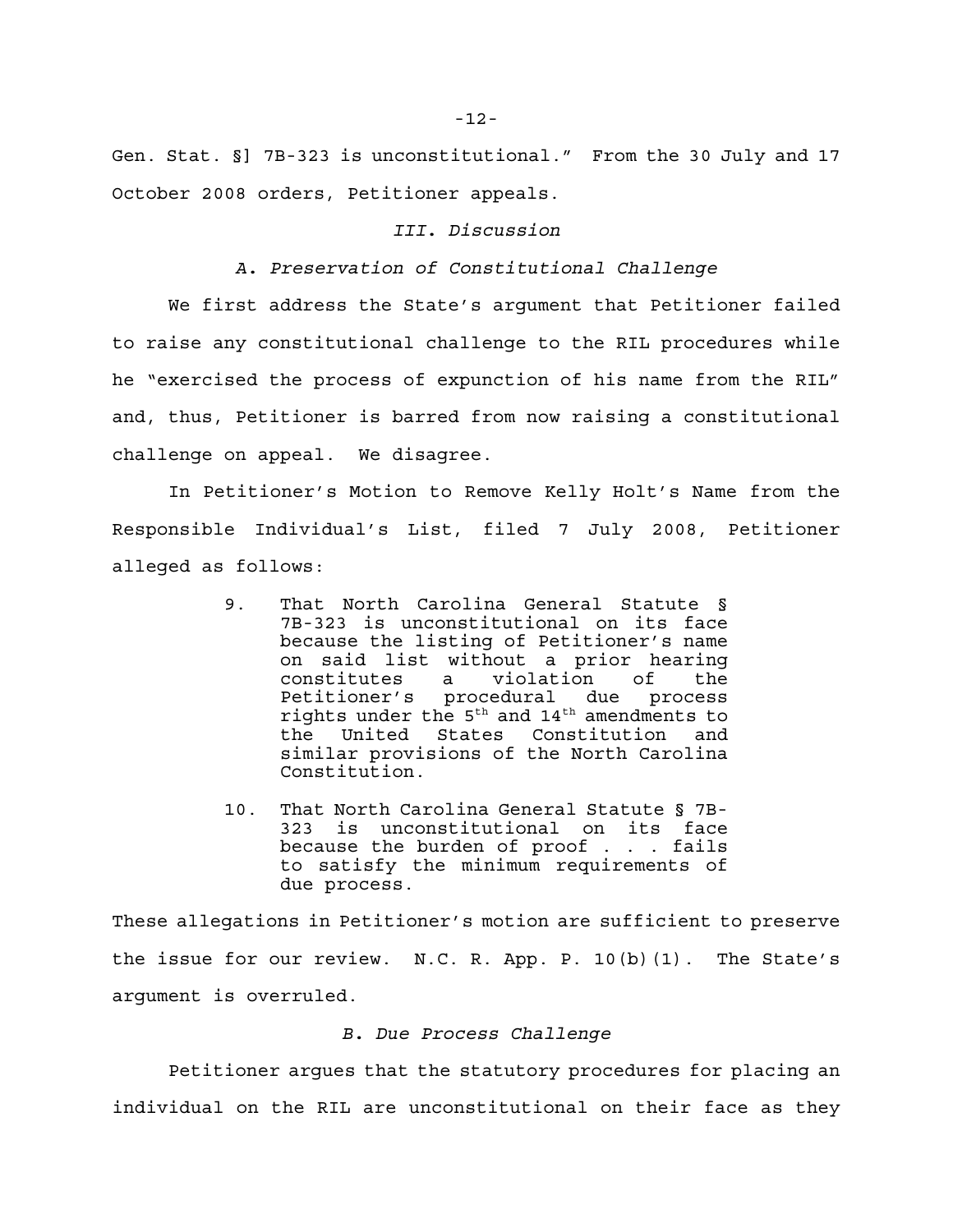Gen. Stat. §] 7B-323 is unconstitutional." From the 30 July and 17 October 2008 orders, Petitioner appeals.

### *III. Discussion*

#### *A. Preservation of Constitutional Challenge*

We first address the State's argument that Petitioner failed to raise any constitutional challenge to the RIL procedures while he "exercised the process of expunction of his name from the RIL" and, thus, Petitioner is barred from now raising a constitutional challenge on appeal. We disagree.

In Petitioner's Motion to Remove Kelly Holt's Name from the Responsible Individual's List, filed 7 July 2008, Petitioner alleged as follows:

> 9. That North Carolina General Statute § 7B-323 is unconstitutional on its face because the listing of Petitioner's name on said list without a prior hearing constitutes a violation of the Petitioner's procedural due process rights under the 5th and 14th amendments to the United States Constitution and similar provisions of the North Carolina Constitution.
>
> 10. That North Carolina General Statute § 7B-323 is unconstitutional on its face because the burden of proof . . . fails to satisfy the minimum requirements of due process.

These allegations in Petitioner's motion are sufficient to preserve the issue for our review. N.C. R. App. P. 10(b)(1). The State's argument is overruled.

#### *B. Due Process Challenge*

Petitioner argues that the statutory procedures for placing an individual on the RIL are unconstitutional on their face as they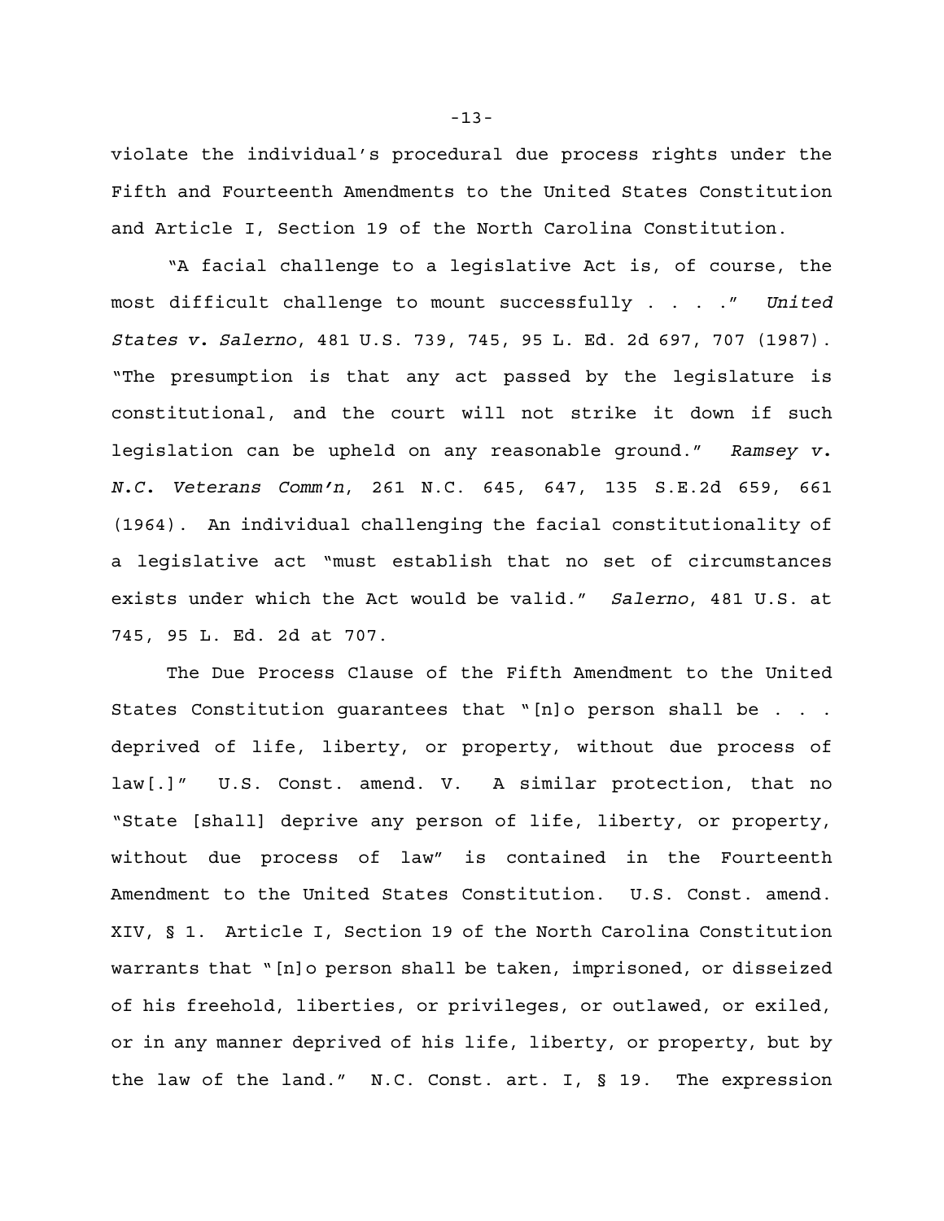violate the individual's procedural due process rights under the Fifth and Fourteenth Amendments to the United States Constitution and Article I, Section 19 of the North Carolina Constitution.

"A facial challenge to a legislative Act is, of course, the most difficult challenge to mount successfully . . . ." *United States v. Salerno*, 481 U.S. 739, 745, 95 L. Ed. 2d 697, 707 (1987). "The presumption is that any act passed by the legislature is constitutional, and the court will not strike it down if such legislation can be upheld on any reasonable ground." *Ramsey v. N.C. Veterans Comm'n*, 261 N.C. 645, 647, 135 S.E.2d 659, 661 (1964). An individual challenging the facial constitutionality of a legislative act "must establish that no set of circumstances exists under which the Act would be valid." *Salerno*, 481 U.S. at 745, 95 L. Ed. 2d at 707.

The Due Process Clause of the Fifth Amendment to the United States Constitution guarantees that "[n]o person shall be . . . deprived of life, liberty, or property, without due process of law[.]" U.S. Const. amend. V. A similar protection, that no "State [shall] deprive any person of life, liberty, or property, without due process of law" is contained in the Fourteenth Amendment to the United States Constitution. U.S. Const. amend. XIV, § 1. Article I, Section 19 of the North Carolina Constitution warrants that "[n]o person shall be taken, imprisoned, or disseized of his freehold, liberties, or privileges, or outlawed, or exiled, or in any manner deprived of his life, liberty, or property, but by the law of the land." N.C. Const. art. I, § 19. The expression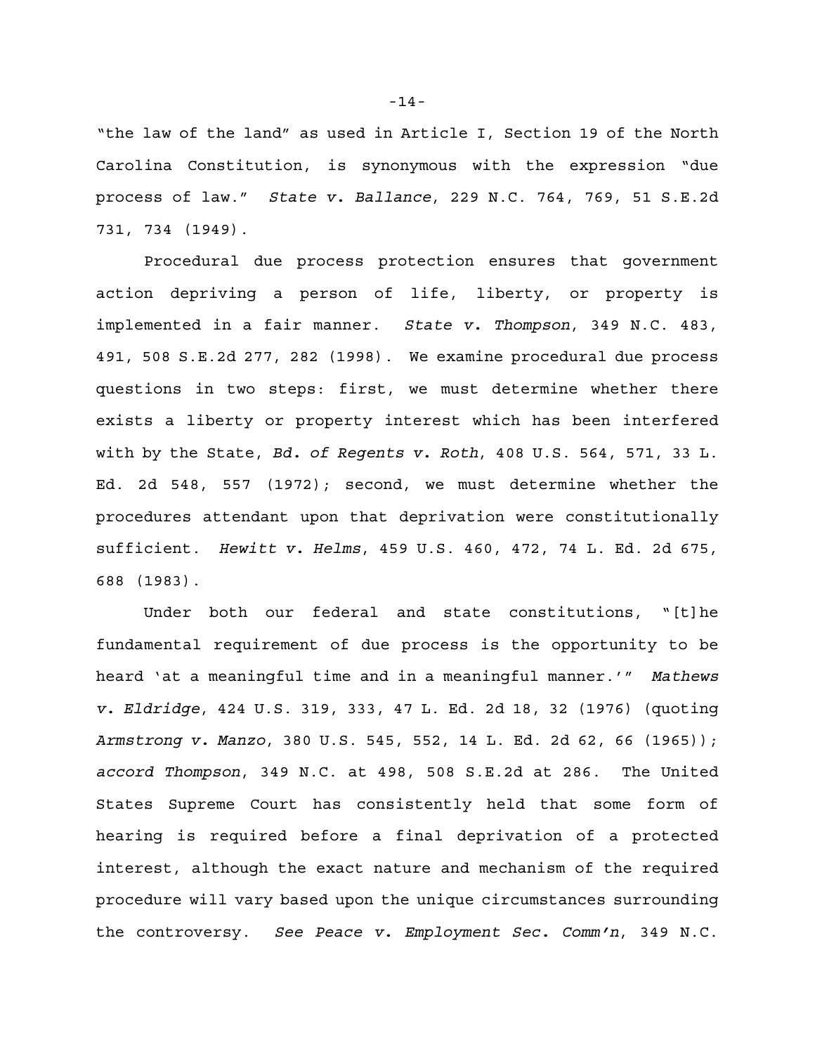"the law of the land" as used in Article I, Section 19 of the North Carolina Constitution, is synonymous with the expression "due process of law." *State v. Ballance*, 229 N.C. 764, 769, 51 S.E.2d 731, 734 (1949).

Procedural due process protection ensures that government action depriving a person of life, liberty, or property is implemented in a fair manner. *State v. Thompson*, 349 N.C. 483, 491, 508 S.E.2d 277, 282 (1998). We examine procedural due process questions in two steps: first, we must determine whether there exists a liberty or property interest which has been interfered with by the State, *Bd. of Regents v. Roth*, 408 U.S. 564, 571, 33 L. Ed. 2d 548, 557 (1972); second, we must determine whether the procedures attendant upon that deprivation were constitutionally sufficient. *Hewitt v. Helms*, 459 U.S. 460, 472, 74 L. Ed. 2d 675, 688 (1983).

Under both our federal and state constitutions, "[t]he fundamental requirement of due process is the opportunity to be heard 'at a meaningful time and in a meaningful manner.'" *Mathews v. Eldridge*, 424 U.S. 319, 333, 47 L. Ed. 2d 18, 32 (1976) (quoting *Armstrong v. Manzo*, 380 U.S. 545, 552, 14 L. Ed. 2d 62, 66 (1965)); *accord Thompson*, 349 N.C. at 498, 508 S.E.2d at 286. The United States Supreme Court has consistently held that some form of hearing is required before a final deprivation of a protected interest, although the exact nature and mechanism of the required procedure will vary based upon the unique circumstances surrounding the controversy. *See Peace v. Employment Sec. Comm'n*, 349 N.C.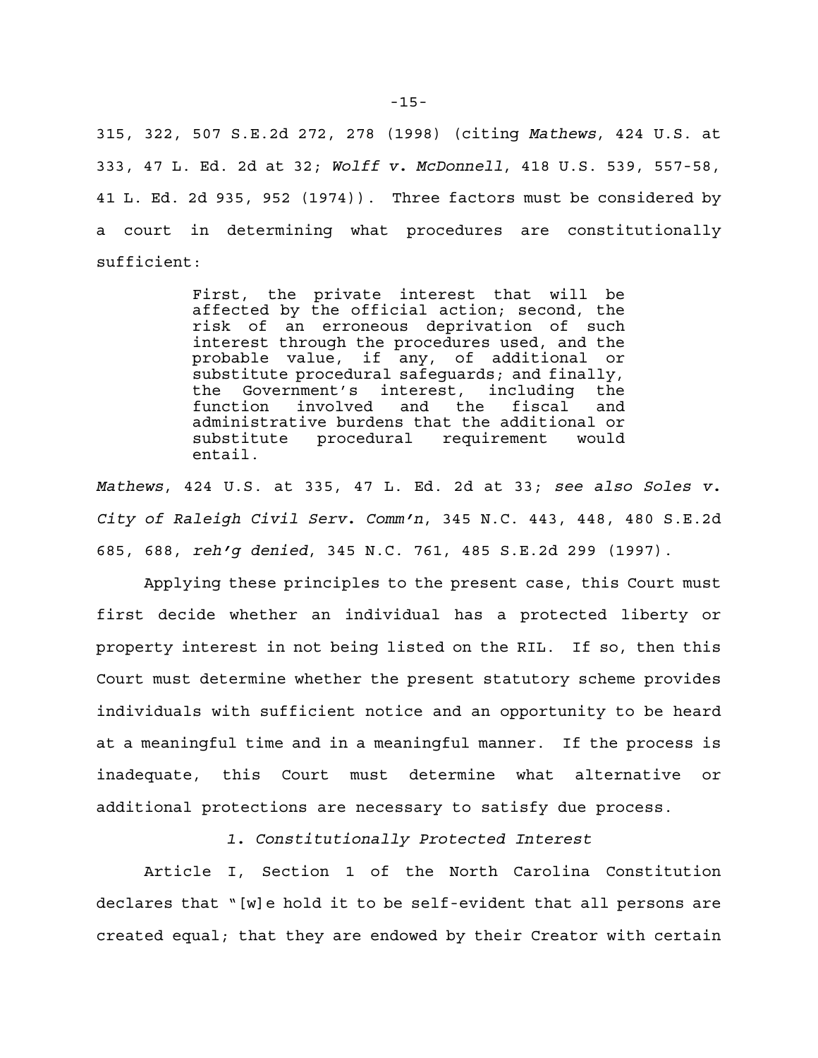315, 322, 507 S.E.2d 272, 278 (1998) (citing *Mathews*, 424 U.S. at 333, 47 L. Ed. 2d at 32; *Wolff v. McDonnell*, 418 U.S. 539, 557-58, 41 L. Ed. 2d 935, 952 (1974)). Three factors must be considered by a court in determining what procedures are constitutionally sufficient:

> First, the private interest that will be affected by the official action; second, the risk of an erroneous deprivation of such interest through the procedures used, and the probable value, if any, of additional or substitute procedural safeguards; and finally, the Government's interest, including the function involved and the fiscal and administrative burdens that the additional or substitute procedural requirement would entail.

*Mathews*, 424 U.S. at 335, 47 L. Ed. 2d at 33; *see also Soles v. City of Raleigh Civil Serv. Comm'n*, 345 N.C. 443, 448, 480 S.E.2d 685, 688, *reh'g denied*, 345 N.C. 761, 485 S.E.2d 299 (1997).

Applying these principles to the present case, this Court must first decide whether an individual has a protected liberty or property interest in not being listed on the RIL. If so, then this Court must determine whether the present statutory scheme provides individuals with sufficient notice and an opportunity to be heard at a meaningful time and in a meaningful manner. If the process is inadequate, this Court must determine what alternative or additional protections are necessary to satisfy due process.

*1. Constitutionally Protected Interest*

Article I, Section 1 of the North Carolina Constitution declares that "[w]e hold it to be self-evident that all persons are created equal; that they are endowed by their Creator with certain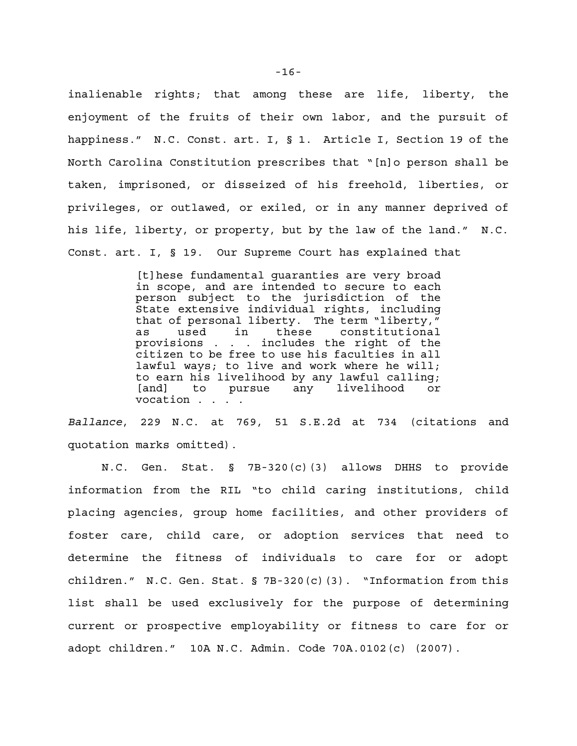inalienable rights; that among these are life, liberty, the enjoyment of the fruits of their own labor, and the pursuit of happiness." N.C. Const. art. I, § 1. Article I, Section 19 of the North Carolina Constitution prescribes that "[n]o person shall be taken, imprisoned, or disseized of his freehold, liberties, or privileges, or outlawed, or exiled, or in any manner deprived of his life, liberty, or property, but by the law of the land." N.C. Const. art. I, § 19. Our Supreme Court has explained that

> [t]hese fundamental guaranties are very broad in scope, and are intended to secure to each person subject to the jurisdiction of the State extensive individual rights, including that of personal liberty. The term "liberty," as used in these constitutional provisions . . . includes the right of the citizen to be free to use his faculties in all lawful ways; to live and work where he will; to earn his livelihood by any lawful calling; [and] to pursue any livelihood or vocation . . . .

*Ballance*, 229 N.C. at 769, 51 S.E.2d at 734 (citations and quotation marks omitted).

N.C. Gen. Stat. § 7B-320(c)(3) allows DHHS to provide information from the RIL "to child caring institutions, child placing agencies, group home facilities, and other providers of foster care, child care, or adoption services that need to determine the fitness of individuals to care for or adopt children." N.C. Gen. Stat. § 7B-320(c)(3). "Information from this list shall be used exclusively for the purpose of determining current or prospective employability or fitness to care for or adopt children." 10A N.C. Admin. Code 70A.0102(c) (2007).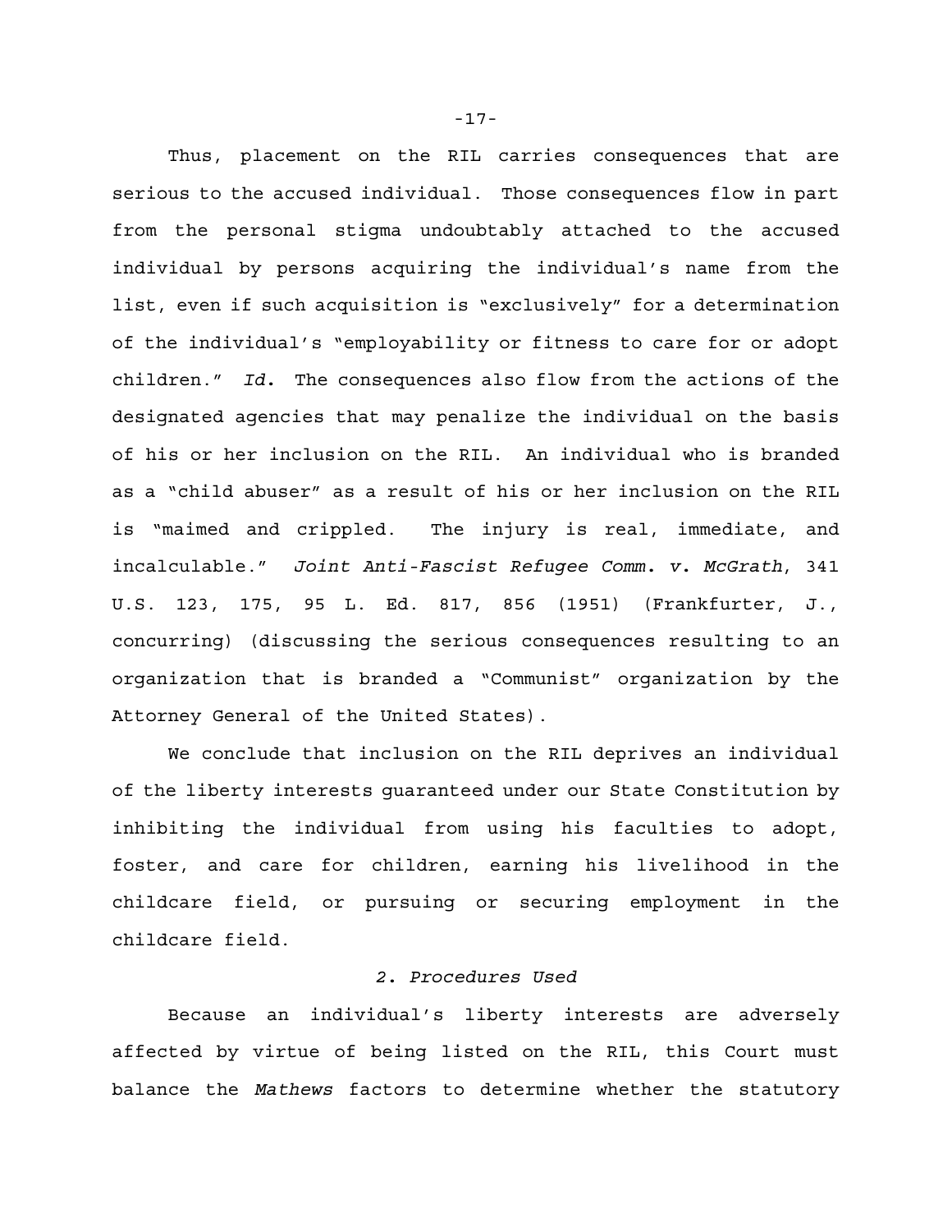Thus, placement on the RIL carries consequences that are serious to the accused individual. Those consequences flow in part from the personal stigma undoubtably attached to the accused individual by persons acquiring the individual's name from the list, even if such acquisition is "exclusively" for a determination of the individual's "employability or fitness to care for or adopt children." *Id.* The consequences also flow from the actions of the designated agencies that may penalize the individual on the basis of his or her inclusion on the RIL. An individual who is branded as a "child abuser" as a result of his or her inclusion on the RIL is "maimed and crippled. The injury is real, immediate, and incalculable." *Joint Anti-Fascist Refugee Comm. v. McGrath*, 341 U.S. 123, 175, 95 L. Ed. 817, 856 (1951) (Frankfurter, J., concurring) (discussing the serious consequences resulting to an organization that is branded a "Communist" organization by the Attorney General of the United States).

We conclude that inclusion on the RIL deprives an individual of the liberty interests guaranteed under our State Constitution by inhibiting the individual from using his faculties to adopt, foster, and care for children, earning his livelihood in the childcare field, or pursuing or securing employment in the childcare field.

### *2. Procedures Used*

Because an individual's liberty interests are adversely affected by virtue of being listed on the RIL, this Court must balance the *Mathews* factors to determine whether the statutory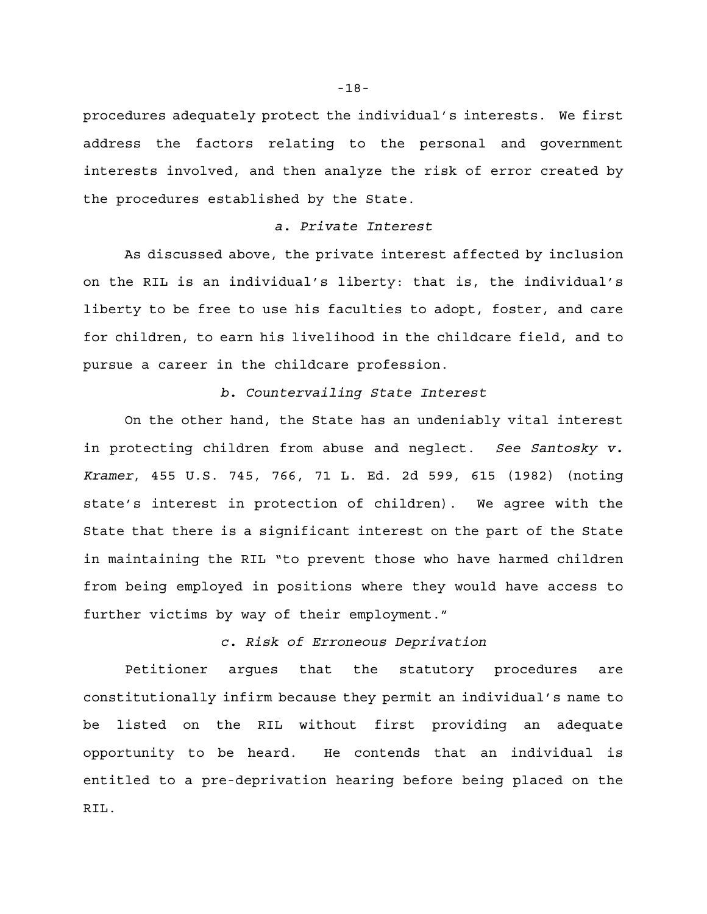procedures adequately protect the individual's interests. We first address the factors relating to the personal and government interests involved, and then analyze the risk of error created by the procedures established by the State.

### *a. Private Interest*

As discussed above, the private interest affected by inclusion on the RIL is an individual's liberty: that is, the individual's liberty to be free to use his faculties to adopt, foster, and care for children, to earn his livelihood in the childcare field, and to pursue a career in the childcare profession.

### *b. Countervailing State Interest*

On the other hand, the State has an undeniably vital interest in protecting children from abuse and neglect. *See Santosky v. Kramer*, 455 U.S. 745, 766, 71 L. Ed. 2d 599, 615 (1982) (noting state's interest in protection of children). We agree with the State that there is a significant interest on the part of the State in maintaining the RIL "to prevent those who have harmed children from being employed in positions where they would have access to further victims by way of their employment."

### *c. Risk of Erroneous Deprivation*

Petitioner argues that the statutory procedures are constitutionally infirm because they permit an individual's name to be listed on the RIL without first providing an adequate opportunity to be heard. He contends that an individual is entitled to a pre-deprivation hearing before being placed on the RIL.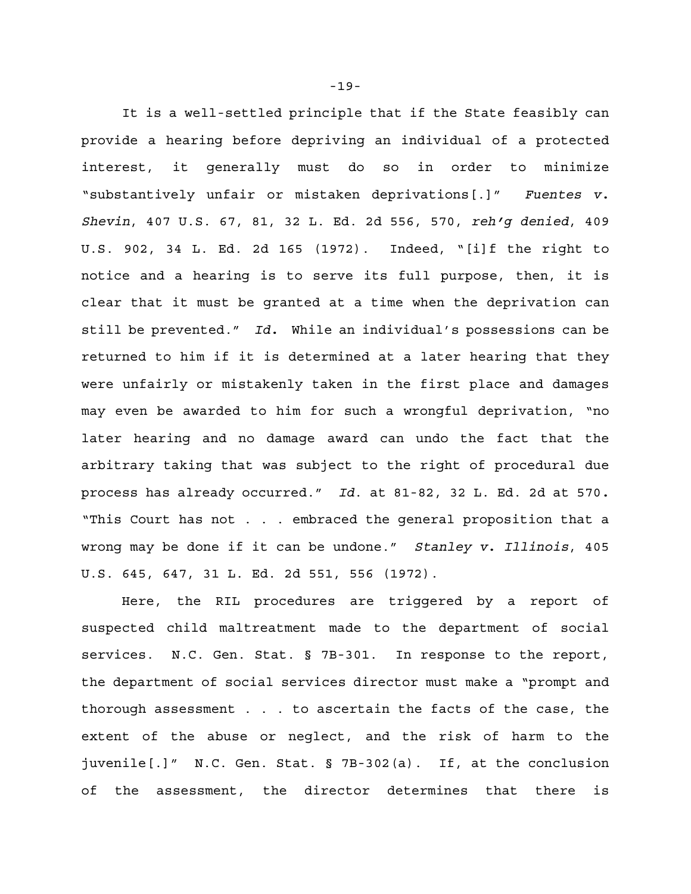It is a well-settled principle that if the State feasibly can provide a hearing before depriving an individual of a protected interest, it generally must do so in order to minimize "substantively unfair or mistaken deprivations[.]" *Fuentes v. Shevin*, 407 U.S. 67, 81, 32 L. Ed. 2d 556, 570, *reh'g denied*, 409 U.S. 902, 34 L. Ed. 2d 165 (1972). Indeed, "[i]f the right to notice and a hearing is to serve its full purpose, then, it is clear that it must be granted at a time when the deprivation can still be prevented." *Id.* While an individual's possessions can be returned to him if it is determined at a later hearing that they were unfairly or mistakenly taken in the first place and damages may even be awarded to him for such a wrongful deprivation, "no later hearing and no damage award can undo the fact that the arbitrary taking that was subject to the right of procedural due process has already occurred." *Id.* at 81-82, 32 L. Ed. 2d at 570. "This Court has not . . . embraced the general proposition that a wrong may be done if it can be undone." *Stanley v. Illinois*, 405 U.S. 645, 647, 31 L. Ed. 2d 551, 556 (1972).

Here, the RIL procedures are triggered by a report of suspected child maltreatment made to the department of social services. N.C. Gen. Stat. § 7B-301. In response to the report, the department of social services director must make a "prompt and thorough assessment . . . to ascertain the facts of the case, the extent of the abuse or neglect, and the risk of harm to the juvenile[.]" N.C. Gen. Stat. § 7B-302(a). If, at the conclusion of the assessment, the director determines that there is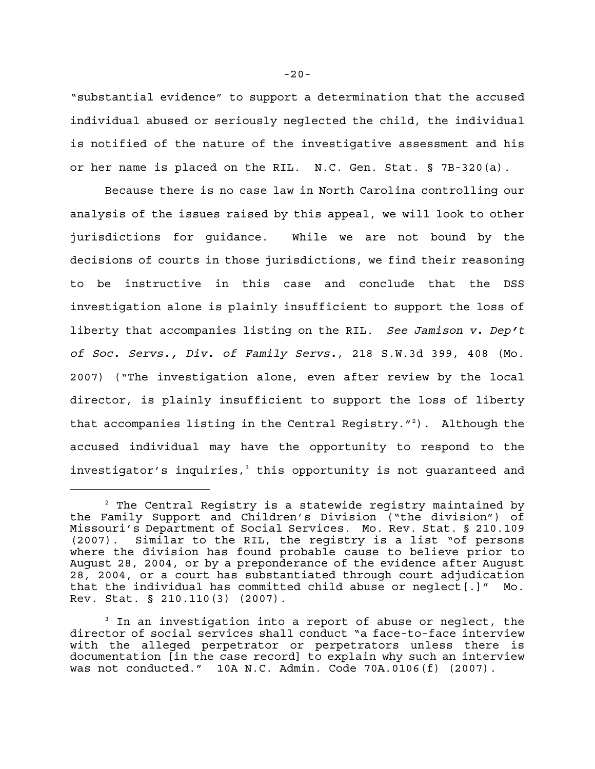"substantial evidence" to support a determination that the accused individual abused or seriously neglected the child, the individual is notified of the nature of the investigative assessment and his or her name is placed on the RIL. N.C. Gen. Stat. § 7B-320(a).

Because there is no case law in North Carolina controlling our analysis of the issues raised by this appeal, we will look to other jurisdictions for guidance. While we are not bound by the decisions of courts in those jurisdictions, we find their reasoning to be instructive in this case and conclude that the DSS investigation alone is plainly insufficient to support the loss of liberty that accompanies listing on the RIL. *See Jamison v. Dep't of Soc. Servs., Div. of Family Servs.*, 218 S.W.3d 399, 408 (Mo. 2007) ("The investigation alone, even after review by the local director, is plainly insufficient to support the loss of liberty that accompanies listing in the Central Registry."[2]). Although the accused individual may have the opportunity to respond to the investigator's inquiries,[3] this opportunity is not guaranteed and

---

[2] The Central Registry is a statewide registry maintained by the Family Support and Children's Division ("the division") of Missouri's Department of Social Services. Mo. Rev. Stat. § 210.109 (2007). Similar to the RIL, the registry is a list "of persons where the division has found probable cause to believe prior to August 28, 2004, or by a preponderance of the evidence after August 28, 2004, or a court has substantiated through court adjudication that the individual has committed child abuse or neglect[.]" Mo. Rev. Stat. § 210.110(3) (2007).

[3] In an investigation into a report of abuse or neglect, the director of social services shall conduct "a face-to-face interview with the alleged perpetrator or perpetrators unless there is documentation [in the case record] to explain why such an interview was not conducted." 10A N.C. Admin. Code 70A.0106(f) (2007).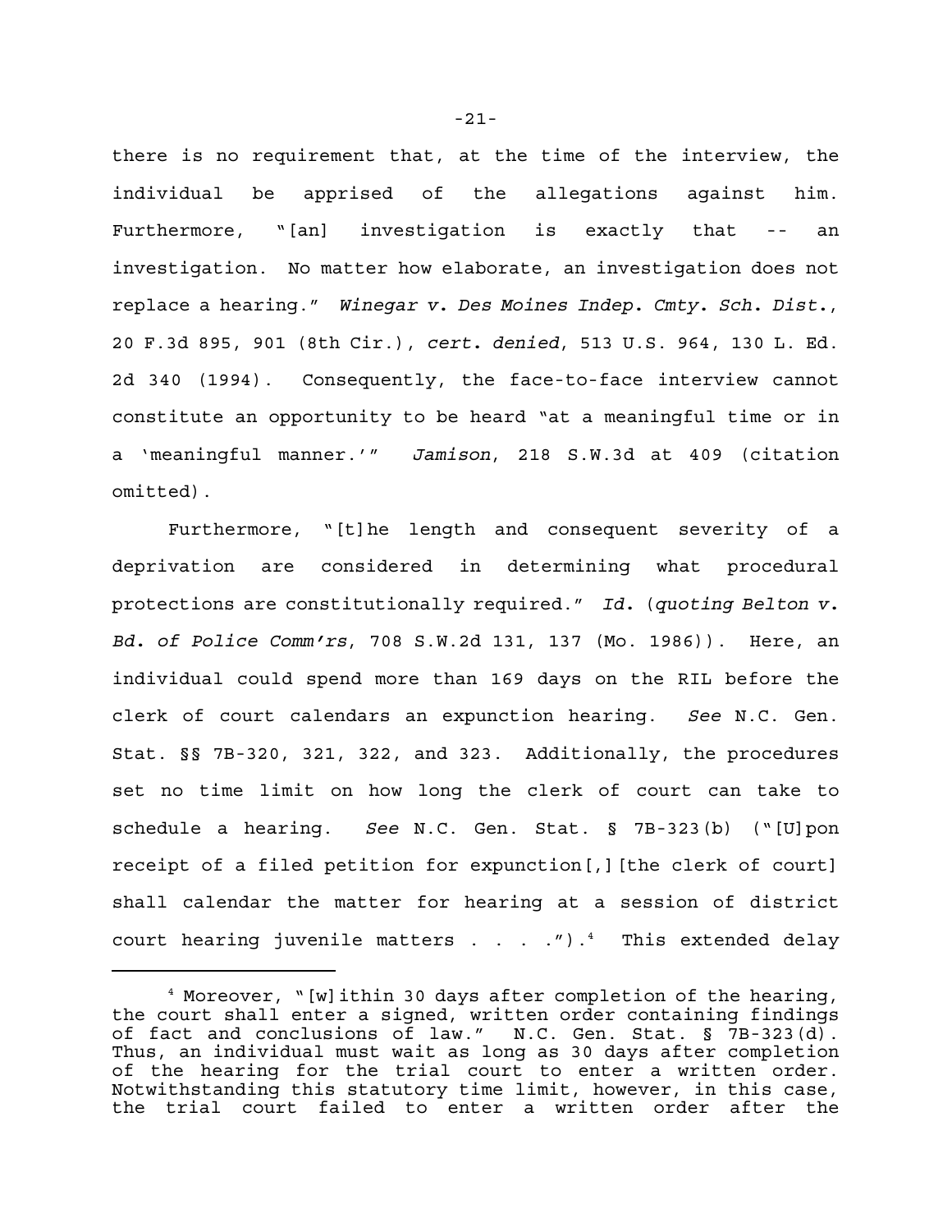there is no requirement that, at the time of the interview, the individual be apprised of the allegations against him. Furthermore, "[an] investigation is exactly that -- an investigation. No matter how elaborate, an investigation does not replace a hearing." *Winegar v. Des Moines Indep. Cmty. Sch. Dist.*, 20 F.3d 895, 901 (8th Cir.), *cert. denied*, 513 U.S. 964, 130 L. Ed. 2d 340 (1994). Consequently, the face-to-face interview cannot constitute an opportunity to be heard "at a meaningful time or in a 'meaningful manner.'" *Jamison*, 218 S.W.3d at 409 (citation omitted).

Furthermore, "[t]he length and consequent severity of a deprivation are considered in determining what procedural protections are constitutionally required." *Id.* (*quoting Belton v. Bd. of Police Comm'rs*, 708 S.W.2d 131, 137 (Mo. 1986)). Here, an individual could spend more than 169 days on the RIL before the clerk of court calendars an expunction hearing. *See* N.C. Gen. Stat. §§ 7B-320, 321, 322, and 323. Additionally, the procedures set no time limit on how long the clerk of court can take to schedule a hearing. *See* N.C. Gen. Stat. § 7B-323(b) ("[U]pon receipt of a filed petition for expunction[,][the clerk of court] shall calendar the matter for hearing at a session of district court hearing juvenile matters . . . .").[4] This extended delay

[4] Moreover, "[w]ithin 30 days after completion of the hearing, the court shall enter a signed, written order containing findings of fact and conclusions of law." N.C. Gen. Stat. § 7B-323(d). Thus, an individual must wait as long as 30 days after completion of the hearing for the trial court to enter a written order. Notwithstanding this statutory time limit, however, in this case, the trial court failed to enter a written order after the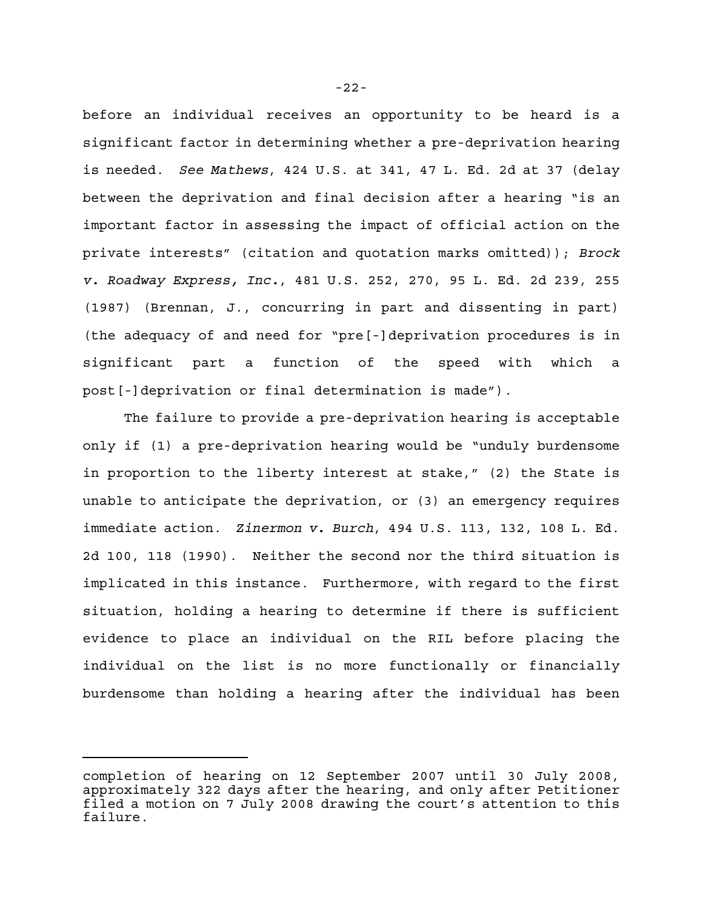before an individual receives an opportunity to be heard is a significant factor in determining whether a pre-deprivation hearing is needed. *See Mathews*, 424 U.S. at 341, 47 L. Ed. 2d at 37 (delay between the deprivation and final decision after a hearing "is an important factor in assessing the impact of official action on the private interests" (citation and quotation marks omitted)); *Brock v. Roadway Express, Inc.*, 481 U.S. 252, 270, 95 L. Ed. 2d 239, 255 (1987) (Brennan, J., concurring in part and dissenting in part) (the adequacy of and need for "pre[-]deprivation procedures is in significant part a function of the speed with which a post[-]deprivation or final determination is made").

The failure to provide a pre-deprivation hearing is acceptable only if (1) a pre-deprivation hearing would be "unduly burdensome in proportion to the liberty interest at stake," (2) the State is unable to anticipate the deprivation, or (3) an emergency requires immediate action. *Zinermon v. Burch*, 494 U.S. 113, 132, 108 L. Ed. 2d 100, 118 (1990). Neither the second nor the third situation is implicated in this instance. Furthermore, with regard to the first situation, holding a hearing to determine if there is sufficient evidence to place an individual on the RIL before placing the individual on the list is no more functionally or financially burdensome than holding a hearing after the individual has been

---

completion of hearing on 12 September 2007 until 30 July 2008, approximately 322 days after the hearing, and only after Petitioner filed a motion on 7 July 2008 drawing the court's attention to this failure.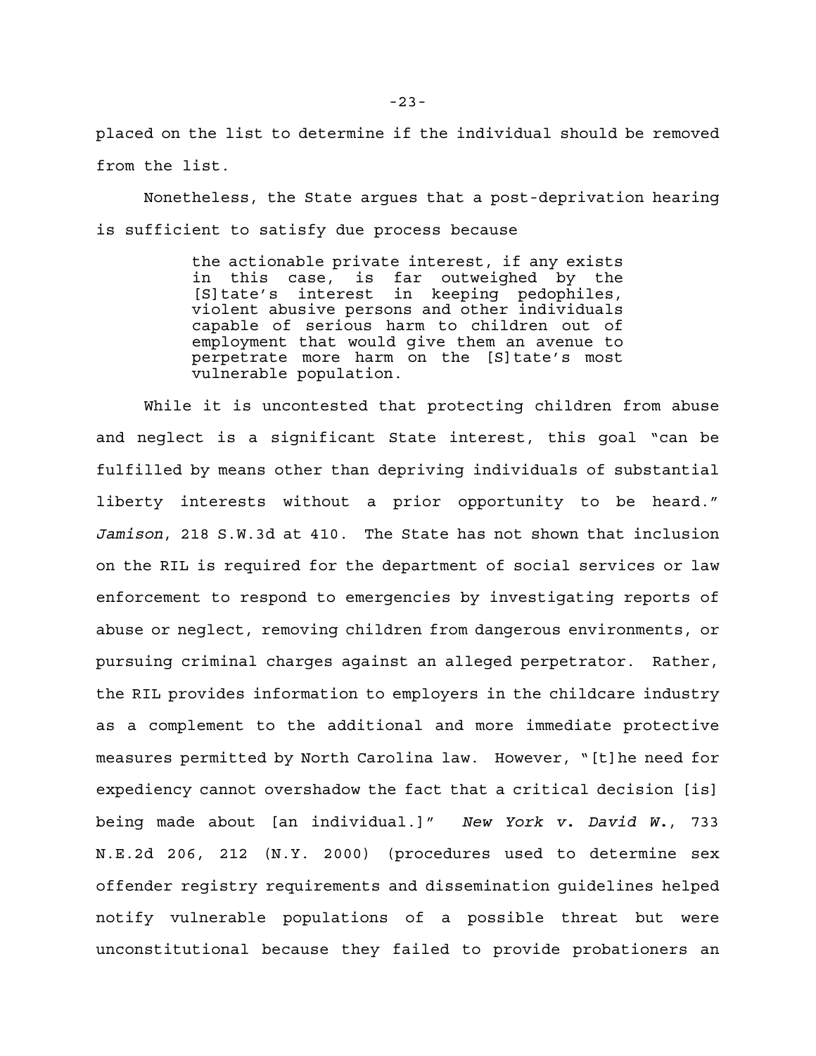placed on the list to determine if the individual should be removed from the list.

Nonetheless, the State argues that a post-deprivation hearing is sufficient to satisfy due process because

> the actionable private interest, if any exists in this case, is far outweighed by the [S]tate's interest in keeping pedophiles, violent abusive persons and other individuals capable of serious harm to children out of employment that would give them an avenue to perpetrate more harm on the [S]tate's most vulnerable population.

While it is uncontested that protecting children from abuse and neglect is a significant State interest, this goal "can be fulfilled by means other than depriving individuals of substantial liberty interests without a prior opportunity to be heard." *Jamison*, 218 S.W.3d at 410. The State has not shown that inclusion on the RIL is required for the department of social services or law enforcement to respond to emergencies by investigating reports of abuse or neglect, removing children from dangerous environments, or pursuing criminal charges against an alleged perpetrator. Rather, the RIL provides information to employers in the childcare industry as a complement to the additional and more immediate protective measures permitted by North Carolina law. However, "[t]he need for expediency cannot overshadow the fact that a critical decision [is] being made about [an individual.]" *New York v. David W.*, 733 N.E.2d 206, 212 (N.Y. 2000) (procedures used to determine sex offender registry requirements and dissemination guidelines helped notify vulnerable populations of a possible threat but were unconstitutional because they failed to provide probationers an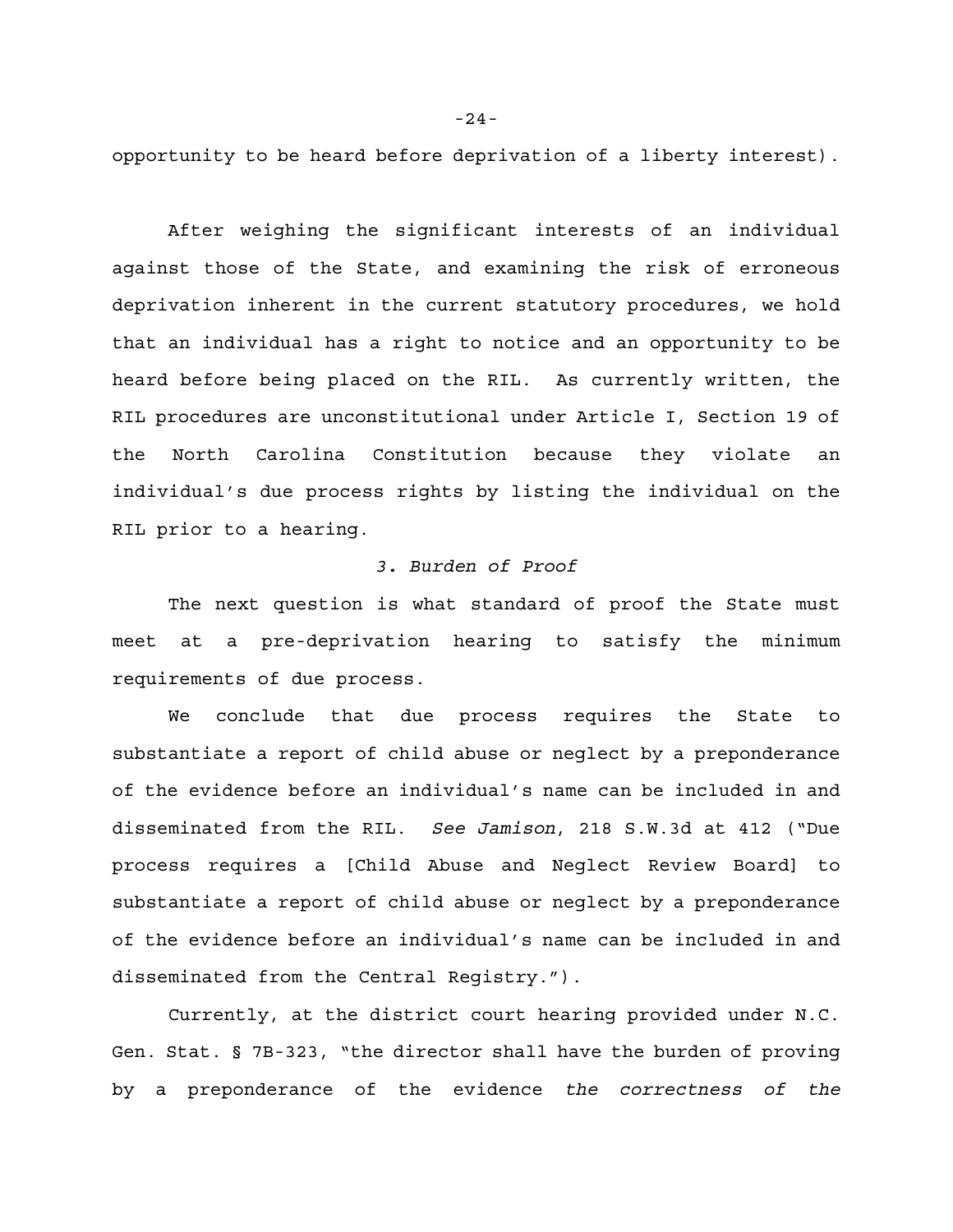opportunity to be heard before deprivation of a liberty interest).

After weighing the significant interests of an individual against those of the State, and examining the risk of erroneous deprivation inherent in the current statutory procedures, we hold that an individual has a right to notice and an opportunity to be heard before being placed on the RIL. As currently written, the RIL procedures are unconstitutional under Article I, Section 19 of the North Carolina Constitution because they violate an individual's due process rights by listing the individual on the RIL prior to a hearing.

### *3. Burden of Proof*

The next question is what standard of proof the State must meet at a pre-deprivation hearing to satisfy the minimum requirements of due process.

We conclude that due process requires the State to substantiate a report of child abuse or neglect by a preponderance of the evidence before an individual's name can be included in and disseminated from the RIL. *See Jamison*, 218 S.W.3d at 412 ("Due process requires a [Child Abuse and Neglect Review Board] to substantiate a report of child abuse or neglect by a preponderance of the evidence before an individual's name can be included in and disseminated from the Central Registry.").

Currently, at the district court hearing provided under N.C. Gen. Stat. § 7B-323, "the director shall have the burden of proving by a preponderance of the evidence *the correctness of the*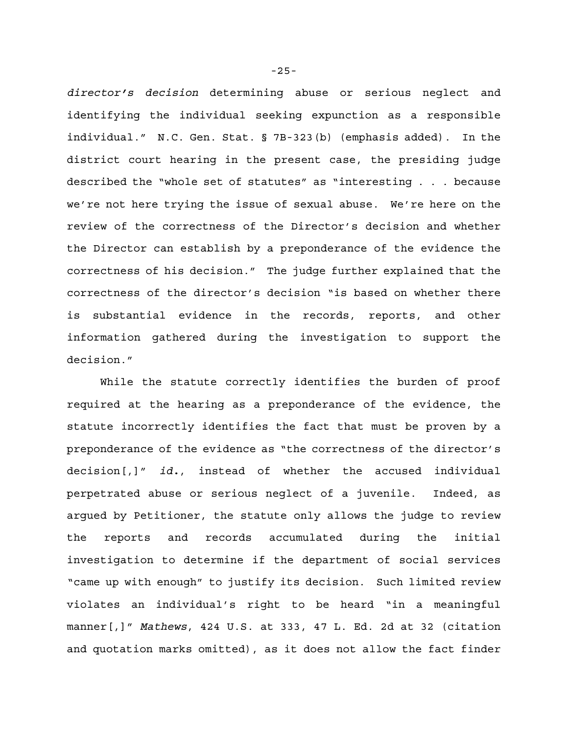*director's decision* determining abuse or serious neglect and identifying the individual seeking expunction as a responsible individual." N.C. Gen. Stat. § 7B-323(b) (emphasis added). In the district court hearing in the present case, the presiding judge described the "whole set of statutes" as "interesting . . . because we're not here trying the issue of sexual abuse. We're here on the review of the correctness of the Director's decision and whether the Director can establish by a preponderance of the evidence the correctness of his decision." The judge further explained that the correctness of the director's decision "is based on whether there is substantial evidence in the records, reports, and other information gathered during the investigation to support the decision."

While the statute correctly identifies the burden of proof required at the hearing as a preponderance of the evidence, the statute incorrectly identifies the fact that must be proven by a preponderance of the evidence as "the correctness of the director's decision[,]" *id.*, instead of whether the accused individual perpetrated abuse or serious neglect of a juvenile. Indeed, as argued by Petitioner, the statute only allows the judge to review the reports and records accumulated during the initial investigation to determine if the department of social services "came up with enough" to justify its decision. Such limited review violates an individual's right to be heard "in a meaningful manner[,]" *Mathews*, 424 U.S. at 333, 47 L. Ed. 2d at 32 (citation and quotation marks omitted), as it does not allow the fact finder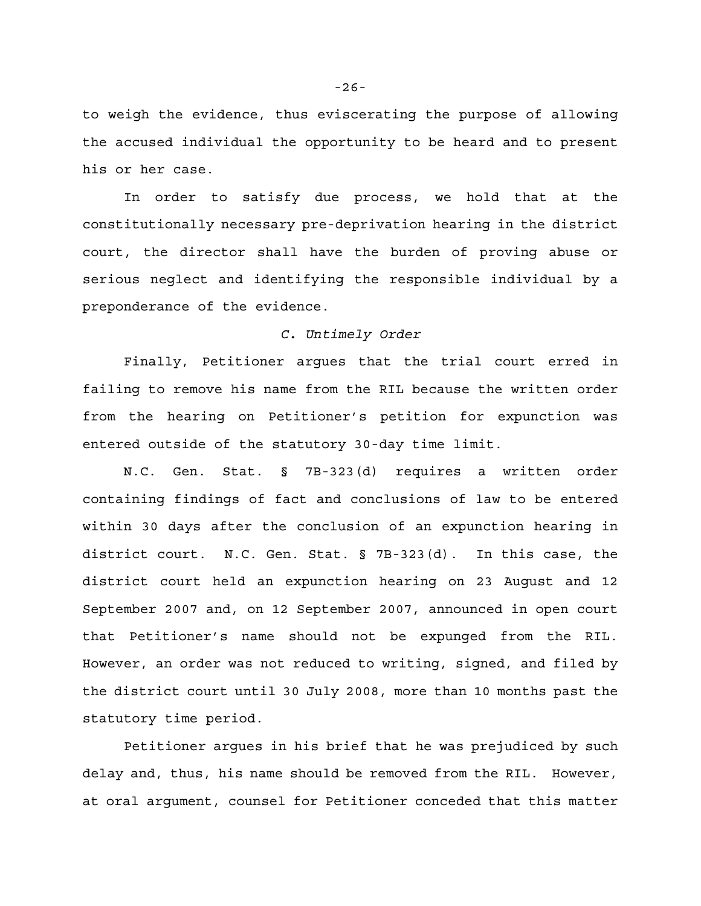to weigh the evidence, thus eviscerating the purpose of allowing the accused individual the opportunity to be heard and to present his or her case.

In order to satisfy due process, we hold that at the constitutionally necessary pre-deprivation hearing in the district court, the director shall have the burden of proving abuse or serious neglect and identifying the responsible individual by a preponderance of the evidence.

### *C. Untimely Order*

Finally, Petitioner argues that the trial court erred in failing to remove his name from the RIL because the written order from the hearing on Petitioner's petition for expunction was entered outside of the statutory 30-day time limit.

N.C. Gen. Stat. § 7B-323(d) requires a written order containing findings of fact and conclusions of law to be entered within 30 days after the conclusion of an expunction hearing in district court. N.C. Gen. Stat. § 7B-323(d). In this case, the district court held an expunction hearing on 23 August and 12 September 2007 and, on 12 September 2007, announced in open court that Petitioner's name should not be expunged from the RIL. However, an order was not reduced to writing, signed, and filed by the district court until 30 July 2008, more than 10 months past the statutory time period.

Petitioner argues in his brief that he was prejudiced by such delay and, thus, his name should be removed from the RIL. However, at oral argument, counsel for Petitioner conceded that this matter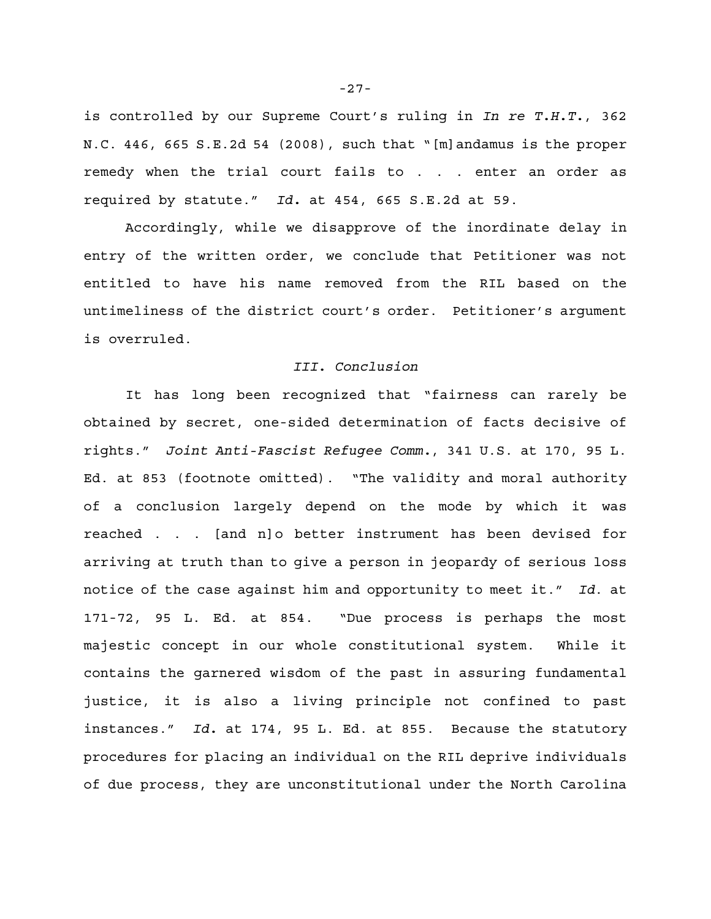is controlled by our Supreme Court's ruling in *In re T.H.T.*, 362 N.C. 446, 665 S.E.2d 54 (2008), such that "[m]andamus is the proper remedy when the trial court fails to . . . enter an order as required by statute." *Id.* at 454, 665 S.E.2d at 59.

Accordingly, while we disapprove of the inordinate delay in entry of the written order, we conclude that Petitioner was not entitled to have his name removed from the RIL based on the untimeliness of the district court's order. Petitioner's argument is overruled.

### *III. Conclusion*

It has long been recognized that "fairness can rarely be obtained by secret, one-sided determination of facts decisive of rights." *Joint Anti-Fascist Refugee Comm.*, 341 U.S. at 170, 95 L. Ed. at 853 (footnote omitted). "The validity and moral authority of a conclusion largely depend on the mode by which it was reached . . . [and n]o better instrument has been devised for arriving at truth than to give a person in jeopardy of serious loss notice of the case against him and opportunity to meet it." *Id.* at 171-72, 95 L. Ed. at 854. "Due process is perhaps the most majestic concept in our whole constitutional system. While it contains the garnered wisdom of the past in assuring fundamental justice, it is also a living principle not confined to past instances." *Id.* at 174, 95 L. Ed. at 855. Because the statutory procedures for placing an individual on the RIL deprive individuals of due process, they are unconstitutional under the North Carolina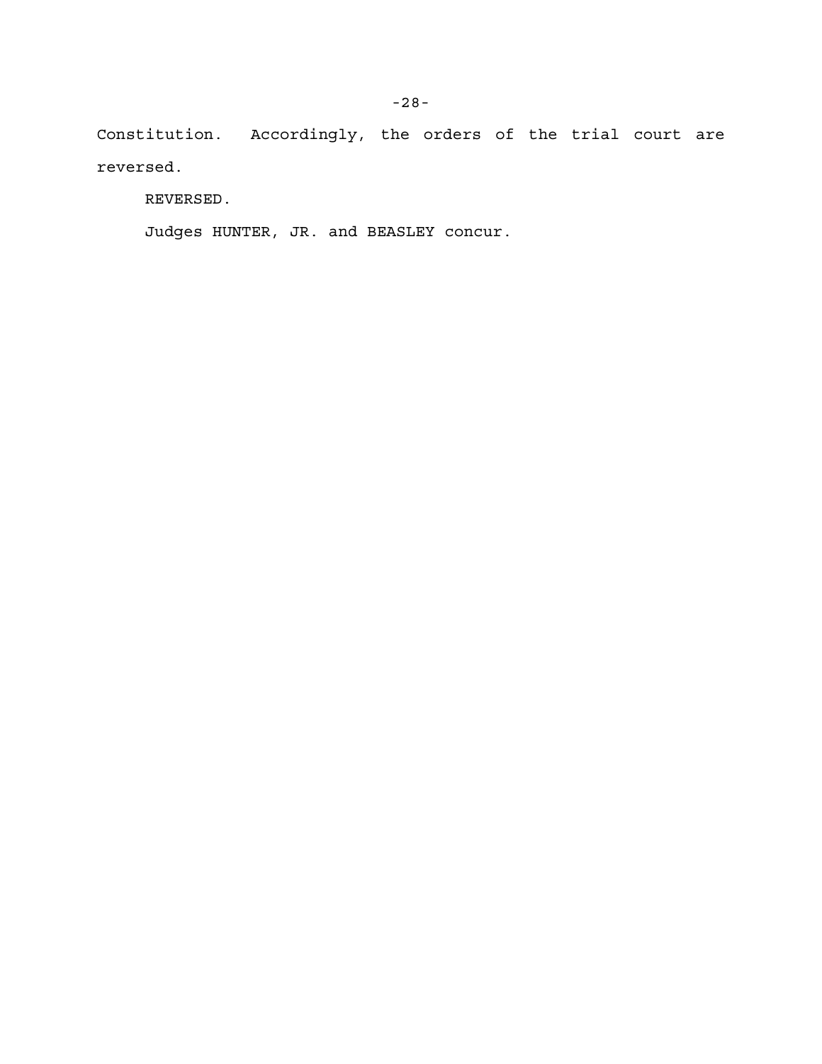Constitution. Accordingly, the orders of the trial court are reversed.

REVERSED.

Judges HUNTER, JR. and BEASLEY concur.